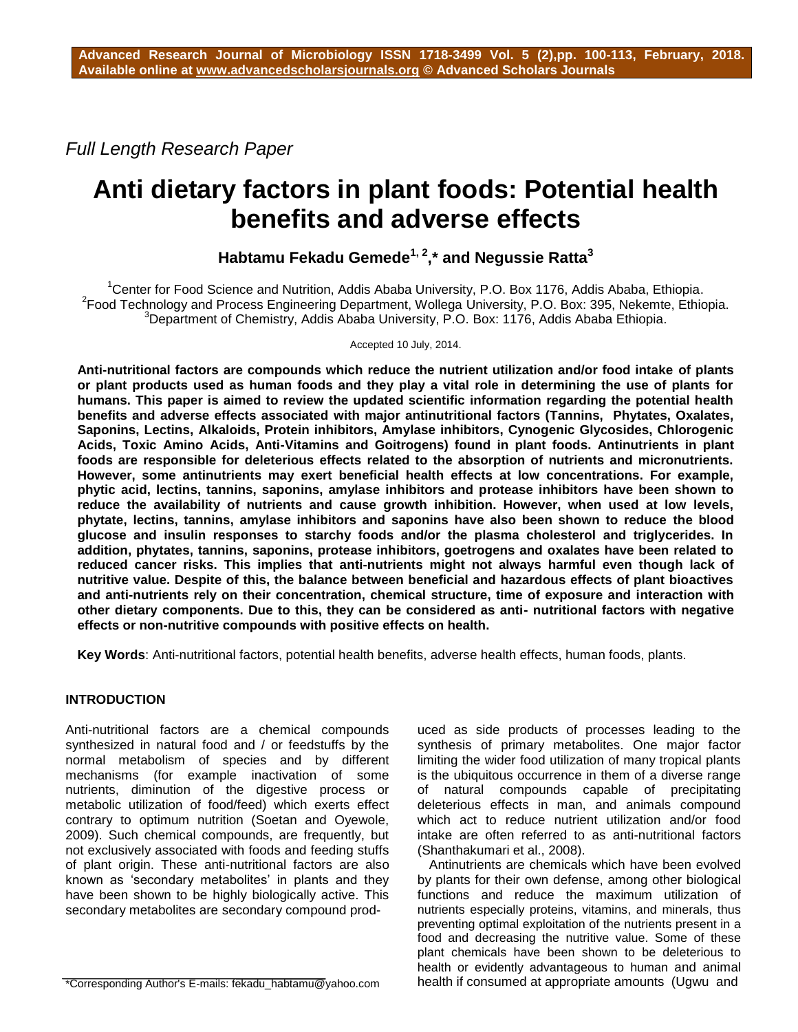*Full Length Research Paper*

# Anti dietary factors in plant foods: Potential health benefits and adverse effects

**Habtamu Fekadu Gemede[1, 2],* and Negussie Ratta[3]**

[1]Center for Food Science and Nutrition, Addis Ababa University, P.O. Box 1176, Addis Ababa, Ethiopia.
[2]Food Technology and Process Engineering Department, Wollega University, P.O. Box: 395, Nekemte, Ethiopia.
[3]Department of Chemistry, Addis Ababa University, P.O. Box: 1176, Addis Ababa Ethiopia.

Accepted 10 July, 2014.

**Anti-nutritional factors are compounds which reduce the nutrient utilization and/or food intake of plants or plant products used as human foods and they play a vital role in determining the use of plants for humans. This paper is aimed to review the updated scientific information regarding the potential health benefits and adverse effects associated with major antinutritional factors (Tannins, Phytates, Oxalates, Saponins, Lectins, Alkaloids, Protein inhibitors, Amylase inhibitors, Cynogenic Glycosides, Chlorogenic Acids, Toxic Amino Acids, Anti-Vitamins and Goitrogens) found in plant foods. Antinutrients in plant foods are responsible for deleterious effects related to the absorption of nutrients and micronutrients. However, some antinutrients may exert beneficial health effects at low concentrations. For example, phytic acid, lectins, tannins, saponins, amylase inhibitors and protease inhibitors have been shown to reduce the availability of nutrients and cause growth inhibition. However, when used at low levels, phytate, lectins, tannins, amylase inhibitors and saponins have also been shown to reduce the blood glucose and insulin responses to starchy foods and/or the plasma cholesterol and triglycerides. In addition, phytates, tannins, saponins, protease inhibitors, goetrogens and oxalates have been related to reduced cancer risks. This implies that anti-nutrients might not always harmful even though lack of nutritive value. Despite of this, the balance between beneficial and hazardous effects of plant bioactives and anti-nutrients rely on their concentration, chemical structure, time of exposure and interaction with other dietary components. Due to this, they can be considered as anti- nutritional factors with negative effects or non-nutritive compounds with positive effects on health.**

**Key Words**: Anti-nutritional factors, potential health benefits, adverse health effects, human foods, plants.

## INTRODUCTION

Anti-nutritional factors are a chemical compounds synthesized in natural food and / or feedstuffs by the normal metabolism of species and by different mechanisms (for example inactivation of some nutrients, diminution of the digestive process or metabolic utilization of food/feed) which exerts effect contrary to optimum nutrition (Soetan and Oyewole, 2009). Such chemical compounds, are frequently, but not exclusively associated with foods and feeding stuffs of plant origin. These anti-nutritional factors are also known as 'secondary metabolites' in plants and they have been shown to be highly biologically active. This secondary metabolites are secondary compound produced as side products of processes leading to the synthesis of primary metabolites. One major factor limiting the wider food utilization of many tropical plants is the ubiquitous occurrence in them of a diverse range of natural compounds capable of precipitating deleterious effects in man, and animals compound which act to reduce nutrient utilization and/or food intake are often referred to as anti-nutritional factors (Shanthakumari et al., 2008).

Antinutrients are chemicals which have been evolved by plants for their own defense, among other biological functions and reduce the maximum utilization of nutrients especially proteins, vitamins, and minerals, thus preventing optimal exploitation of the nutrients present in a food and decreasing the nutritive value. Some of these plant chemicals have been shown to be deleterious to health or evidently advantageous to human and animal health if consumed at appropriate amounts (Ugwu and

*Corresponding Author's E-mails: fekadu_habtamu@yahoo.com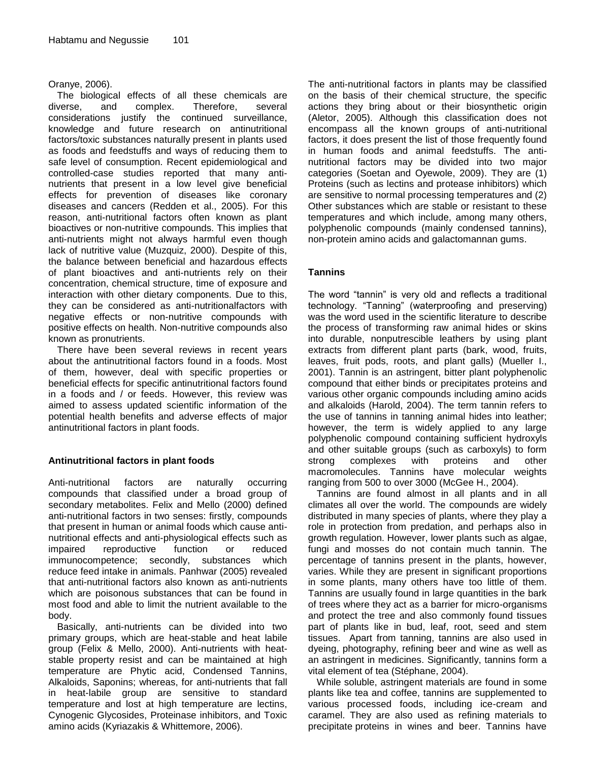Oranye, 2006).

The biological effects of all these chemicals are diverse, and complex. Therefore, several considerations justify the continued surveillance, knowledge and future research on antinutritional factors/toxic substances naturally present in plants used as foods and feedstuffs and ways of reducing them to safe level of consumption. Recent epidemiological and controlled-case studies reported that many anti-nutrients that present in a low level give beneficial effects for prevention of diseases like coronary diseases and cancers (Redden et al., 2005). For this reason, anti-nutritional factors often known as plant bioactives or non-nutritive compounds. This implies that anti-nutrients might not always harmful even though lack of nutritive value (Muzquiz, 2000). Despite of this, the balance between beneficial and hazardous effects of plant bioactives and anti-nutrients rely on their concentration, chemical structure, time of exposure and interaction with other dietary components. Due to this, they can be considered as anti-nutritionalfactors with negative effects or non-nutritive compounds with positive effects on health. Non-nutritive compounds also known as pronutrients.

There have been several reviews in recent years about the antinutritional factors found in a foods. Most of them, however, deal with specific properties or beneficial effects for specific antinutritional factors found in a foods and / or feeds. However, this review was aimed to assess updated scientific information of the potential health benefits and adverse effects of major antinutritional factors in plant foods.

## Antinutritional factors in plant foods

Anti-nutritional factors are naturally occurring compounds that classified under a broad group of secondary metabolites. Felix and Mello (2000) defined anti-nutritional factors in two senses: firstly, compounds that present in human or animal foods which cause anti-nutritional effects and anti-physiological effects such as impaired reproductive function or reduced immunocompetence; secondly, substances which reduce feed intake in animals. Panhwar (2005) revealed that anti-nutritional factors also known as anti-nutrients which are poisonous substances that can be found in most food and able to limit the nutrient available to the body.

Basically, anti-nutrients can be divided into two primary groups, which are heat-stable and heat labile group (Felix & Mello, 2000). Anti-nutrients with heat-stable property resist and can be maintained at high temperature are Phytic acid, Condensed Tannins, Alkaloids, Saponins; whereas, for anti-nutrients that fall in heat-labile group are sensitive to standard temperature and lost at high temperature are lectins, Cynogenic Glycosides, Proteinase inhibitors, and Toxic amino acids (Kyriazakis & Whittemore, 2006).

The anti-nutritional factors in plants may be classified on the basis of their chemical structure, the specific actions they bring about or their biosynthetic origin (Aletor, 2005). Although this classification does not encompass all the known groups of anti-nutritional factors, it does present the list of those frequently found in human foods and animal feedstuffs. The anti-nutritional factors may be divided into two major categories (Soetan and Oyewole, 2009). They are (1) Proteins (such as lectins and protease inhibitors) which are sensitive to normal processing temperatures and (2) Other substances which are stable or resistant to these temperatures and which include, among many others, polyphenolic compounds (mainly condensed tannins), non-protein amino acids and galactomannan gums.

## Tannins

The word "tannin" is very old and reflects a traditional technology. "Tanning" (waterproofing and preserving) was the word used in the scientific literature to describe the process of transforming raw animal hides or skins into durable, nonputrescible leathers by using plant extracts from different plant parts (bark, wood, fruits, leaves, fruit pods, roots, and plant galls) (Mueller I., 2001). Tannin is an astringent, bitter plant polyphenolic compound that either binds or precipitates proteins and various other organic compounds including amino acids and alkaloids (Harold, 2004). The term tannin refers to the use of tannins in tanning animal hides into leather; however, the term is widely applied to any large polyphenolic compound containing sufficient hydroxyls and other suitable groups (such as carboxyls) to form strong complexes with proteins and other macromolecules. Tannins have molecular weights ranging from 500 to over 3000 (McGee H., 2004).

Tannins are found almost in all plants and in all climates all over the world. The compounds are widely distributed in many species of plants, where they play a role in protection from predation, and perhaps also in growth regulation. However, lower plants such as algae, fungi and mosses do not contain much tannin. The percentage of tannins present in the plants, however, varies. While they are present in significant proportions in some plants, many others have too little of them. Tannins are usually found in large quantities in the bark of trees where they act as a barrier for micro-organisms and protect the tree and also commonly found tissues part of plants like in bud, leaf, root, seed and stem tissues. Apart from tanning, tannins are also used in dyeing, photography, refining beer and wine as well as an astringent in medicines. Significantly, tannins form a vital element of tea (Stéphane, 2004).

While soluble, astringent materials are found in some plants like tea and coffee, tannins are supplemented to various processed foods, including ice-cream and caramel. They are also used as refining materials to precipitate proteins in wines and beer. Tannins have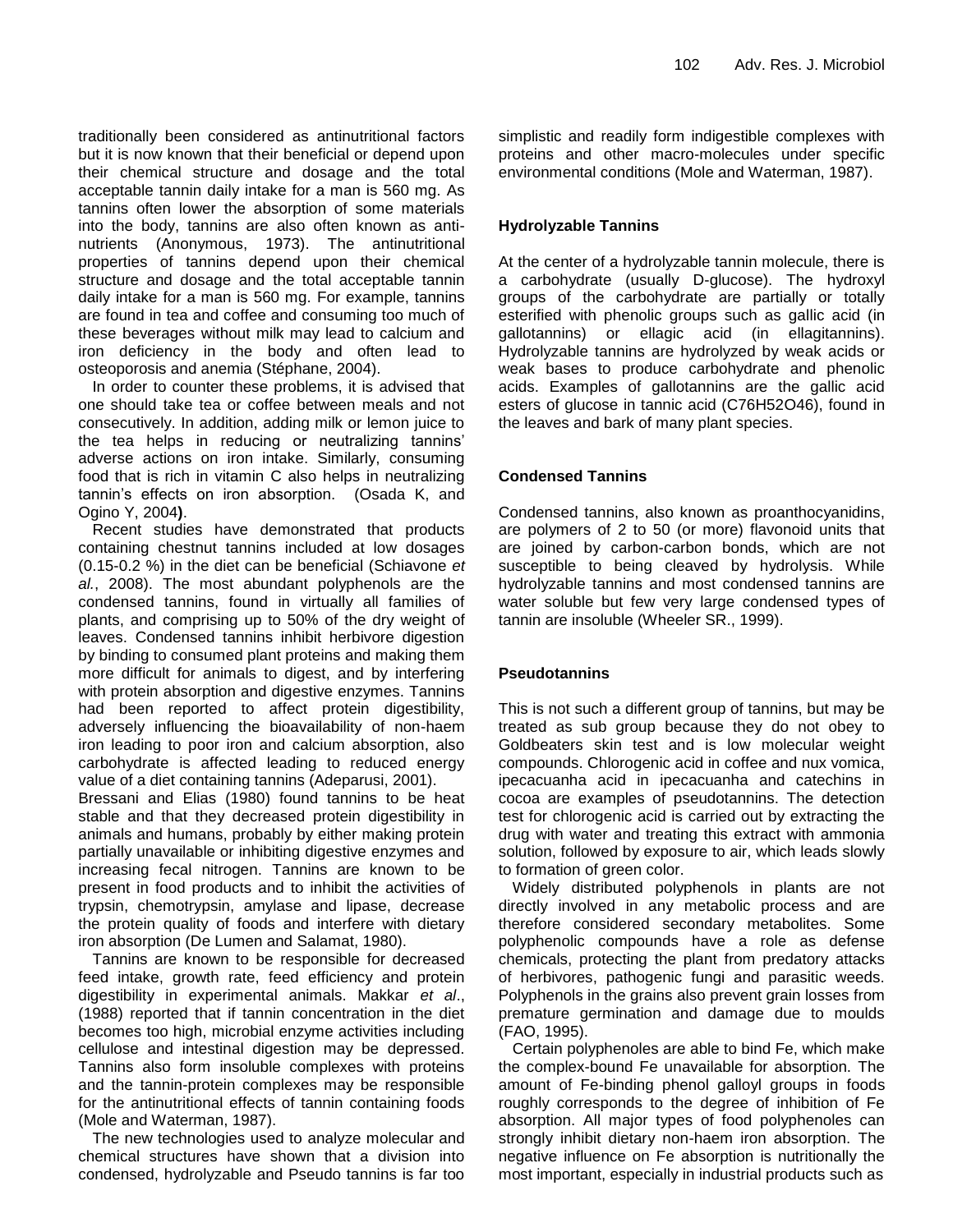traditionally been considered as antinutritional factors but it is now known that their beneficial or depend upon their chemical structure and dosage and the total acceptable tannin daily intake for a man is 560 mg. As tannins often lower the absorption of some materials into the body, tannins are also often known as anti-nutrients (Anonymous, 1973). The antinutritional properties of tannins depend upon their chemical structure and dosage and the total acceptable tannin daily intake for a man is 560 mg. For example, tannins are found in tea and coffee and consuming too much of these beverages without milk may lead to calcium and iron deficiency in the body and often lead to osteoporosis and anemia (Stéphane, 2004).

In order to counter these problems, it is advised that one should take tea or coffee between meals and not consecutively. In addition, adding milk or lemon juice to the tea helps in reducing or neutralizing tannins' adverse actions on iron intake. Similarly, consuming food that is rich in vitamin C also helps in neutralizing tannin's effects on iron absorption. (Osada K, and Ogino Y, 2004**)**.

Recent studies have demonstrated that products containing chestnut tannins included at low dosages (0.15-0.2 %) in the diet can be beneficial (Schiavone *et al.*, 2008). The most abundant polyphenols are the condensed tannins, found in virtually all families of plants, and comprising up to 50% of the dry weight of leaves. Condensed tannins inhibit herbivore digestion by binding to consumed plant proteins and making them more difficult for animals to digest, and by interfering with protein absorption and digestive enzymes. Tannins had been reported to affect protein digestibility, adversely influencing the bioavailability of non-haem iron leading to poor iron and calcium absorption, also carbohydrate is affected leading to reduced energy value of a diet containing tannins (Adeparusi, 2001).

Bressani and Elias (1980) found tannins to be heat stable and that they decreased protein digestibility in animals and humans, probably by either making protein partially unavailable or inhibiting digestive enzymes and increasing fecal nitrogen. Tannins are known to be present in food products and to inhibit the activities of trypsin, chemotrypsin, amylase and lipase, decrease the protein quality of foods and interfere with dietary iron absorption (De Lumen and Salamat, 1980).

Tannins are known to be responsible for decreased feed intake, growth rate, feed efficiency and protein digestibility in experimental animals. Makkar *et al*., (1988) reported that if tannin concentration in the diet becomes too high, microbial enzyme activities including cellulose and intestinal digestion may be depressed. Tannins also form insoluble complexes with proteins and the tannin-protein complexes may be responsible for the antinutritional effects of tannin containing foods (Mole and Waterman, 1987).

The new technologies used to analyze molecular and chemical structures have shown that a division into condensed, hydrolyzable and Pseudo tannins is far too simplistic and readily form indigestible complexes with proteins and other macro-molecules under specific environmental conditions (Mole and Waterman, 1987).

### Hydrolyzable Tannins

At the center of a hydrolyzable tannin molecule, there is a carbohydrate (usually D-glucose). The hydroxyl groups of the carbohydrate are partially or totally esterified with phenolic groups such as gallic acid (in gallotannins) or ellagic acid (in ellagitannins). Hydrolyzable tannins are hydrolyzed by weak acids or weak bases to produce carbohydrate and phenolic acids. Examples of gallotannins are the gallic acid esters of glucose in tannic acid ($C_{76}H_{52}O_{46}$), found in the leaves and bark of many plant species.

### Condensed Tannins

Condensed tannins, also known as proanthocyanidins, are polymers of 2 to 50 (or more) flavonoid units that are joined by carbon-carbon bonds, which are not susceptible to being cleaved by hydrolysis. While hydrolyzable tannins and most condensed tannins are water soluble but few very large condensed types of tannin are insoluble (Wheeler SR., 1999).

### Pseudotannins

This is not such a different group of tannins, but may be treated as sub group because they do not obey to Goldbeaters skin test and is low molecular weight compounds. Chlorogenic acid in coffee and nux vomica, ipecacuanha acid in ipecacuanha and catechins in cocoa are examples of pseudotannins. The detection test for chlorogenic acid is carried out by extracting the drug with water and treating this extract with ammonia solution, followed by exposure to air, which leads slowly to formation of green color.

Widely distributed polyphenols in plants are not directly involved in any metabolic process and are therefore considered secondary metabolites. Some polyphenolic compounds have a role as defense chemicals, protecting the plant from predatory attacks of herbivores, pathogenic fungi and parasitic weeds. Polyphenols in the grains also prevent grain losses from premature germination and damage due to moulds (FAO, 1995).

Certain polyphenoles are able to bind Fe, which make the complex-bound Fe unavailable for absorption. The amount of Fe-binding phenol galloyl groups in foods roughly corresponds to the degree of inhibition of Fe absorption. All major types of food polyphenoles can strongly inhibit dietary non-haem iron absorption. The negative influence on Fe absorption is nutritionally the most important, especially in industrial products such as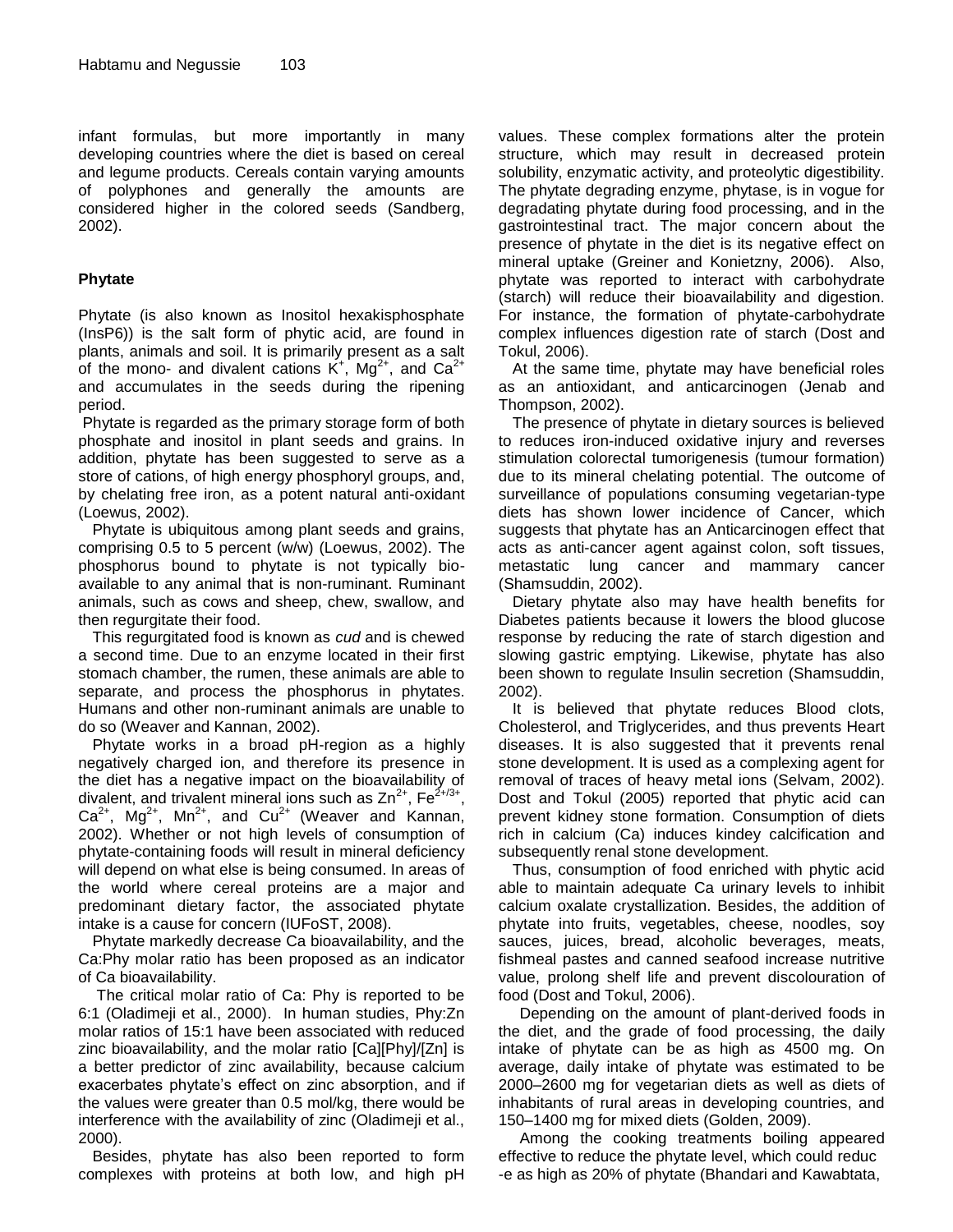infant formulas, but more importantly in many developing countries where the diet is based on cereal and legume products. Cereals contain varying amounts of polyphones and generally the amounts are considered higher in the colored seeds (Sandberg, 2002).

## Phytate

Phytate (is also known as Inositol hexakisphosphate (InsP6)) is the salt form of phytic acid, are found in plants, animals and soil. It is primarily present as a salt of the mono- and divalent cations $K^+$, $Mg^{2+}$, and $Ca^{2+}$ and accumulates in the seeds during the ripening period.

Phytate is regarded as the primary storage form of both phosphate and inositol in plant seeds and grains. In addition, phytate has been suggested to serve as a store of cations, of high energy phosphoryl groups, and, by chelating free iron, as a potent natural anti-oxidant (Loewus, 2002).

Phytate is ubiquitous among plant seeds and grains, comprising 0.5 to 5 percent (w/w) (Loewus, 2002). The phosphorus bound to phytate is not typically bio-available to any animal that is non-ruminant. Ruminant animals, such as cows and sheep, chew, swallow, and then regurgitate their food.

This regurgitated food is known as *cud* and is chewed a second time. Due to an enzyme located in their first stomach chamber, the rumen, these animals are able to separate, and process the phosphorus in phytates. Humans and other non-ruminant animals are unable to do so (Weaver and Kannan, 2002).

Phytate works in a broad pH-region as a highly negatively charged ion, and therefore its presence in the diet has a negative impact on the bioavailability of divalent, and trivalent mineral ions such as $Zn^{2+}$, $Fe^{2+/3+}$, $Ca^{2+}$, $Mg^{2+}$, $Mn^{2+}$, and $Cu^{2+}$ (Weaver and Kannan, 2002). Whether or not high levels of consumption of phytate-containing foods will result in mineral deficiency will depend on what else is being consumed. In areas of the world where cereal proteins are a major and predominant dietary factor, the associated phytate intake is a cause for concern (IUFoST, 2008).

Phytate markedly decrease Ca bioavailability, and the Ca:Phy molar ratio has been proposed as an indicator of Ca bioavailability.

The critical molar ratio of Ca: Phy is reported to be 6:1 (Oladimeji et al., 2000). In human studies, Phy:Zn molar ratios of 15:1 have been associated with reduced zinc bioavailability, and the molar ratio [Ca][Phy]/[Zn] is a better predictor of zinc availability, because calcium exacerbates phytate's effect on zinc absorption, and if the values were greater than 0.5 mol/kg, there would be interference with the availability of zinc (Oladimeji et al., 2000).

Besides, phytate has also been reported to form complexes with proteins at both low, and high pH values. These complex formations alter the protein structure, which may result in decreased protein solubility, enzymatic activity, and proteolytic digestibility. The phytate degrading enzyme, phytase, is in vogue for degradating phytate during food processing, and in the gastrointestinal tract. The major concern about the presence of phytate in the diet is its negative effect on mineral uptake (Greiner and Konietzny, 2006). Also, phytate was reported to interact with carbohydrate (starch) will reduce their bioavailability and digestion. For instance, the formation of phytate-carbohydrate complex influences digestion rate of starch (Dost and Tokul, 2006).

At the same time, phytate may have beneficial roles as an antioxidant, and anticarcinogen (Jenab and Thompson, 2002).

The presence of phytate in dietary sources is believed to reduces iron-induced oxidative injury and reverses stimulation colorectal tumorigenesis (tumour formation) due to its mineral chelating potential. The outcome of surveillance of populations consuming vegetarian-type diets has shown lower incidence of Cancer, which suggests that phytate has an Anticarcinogen effect that acts as anti-cancer agent against colon, soft tissues, metastatic lung cancer and mammary cancer (Shamsuddin, 2002).

Dietary phytate also may have health benefits for Diabetes patients because it lowers the blood glucose response by reducing the rate of starch digestion and slowing gastric emptying. Likewise, phytate has also been shown to regulate Insulin secretion (Shamsuddin, 2002).

It is believed that phytate reduces Blood clots, Cholesterol, and Triglycerides, and thus prevents Heart diseases. It is also suggested that it prevents renal stone development. It is used as a complexing agent for removal of traces of heavy metal ions (Selvam, 2002). Dost and Tokul (2005) reported that phytic acid can prevent kidney stone formation. Consumption of diets rich in calcium (Ca) induces kindey calcification and subsequently renal stone development.

Thus, consumption of food enriched with phytic acid able to maintain adequate Ca urinary levels to inhibit calcium oxalate crystallization. Besides, the addition of phytate into fruits, vegetables, cheese, noodles, soy sauces, juices, bread, alcoholic beverages, meats, fishmeal pastes and canned seafood increase nutritive value, prolong shelf life and prevent discolouration of food (Dost and Tokul, 2006).

Depending on the amount of plant-derived foods in the diet, and the grade of food processing, the daily intake of phytate can be as high as 4500 mg. On average, daily intake of phytate was estimated to be 2000–2600 mg for vegetarian diets as well as diets of inhabitants of rural areas in developing countries, and 150–1400 mg for mixed diets (Golden, 2009).

Among the cooking treatments boiling appeared effective to reduce the phytate level, which could reduc -e as high as 20% of phytate (Bhandari and Kawabtata,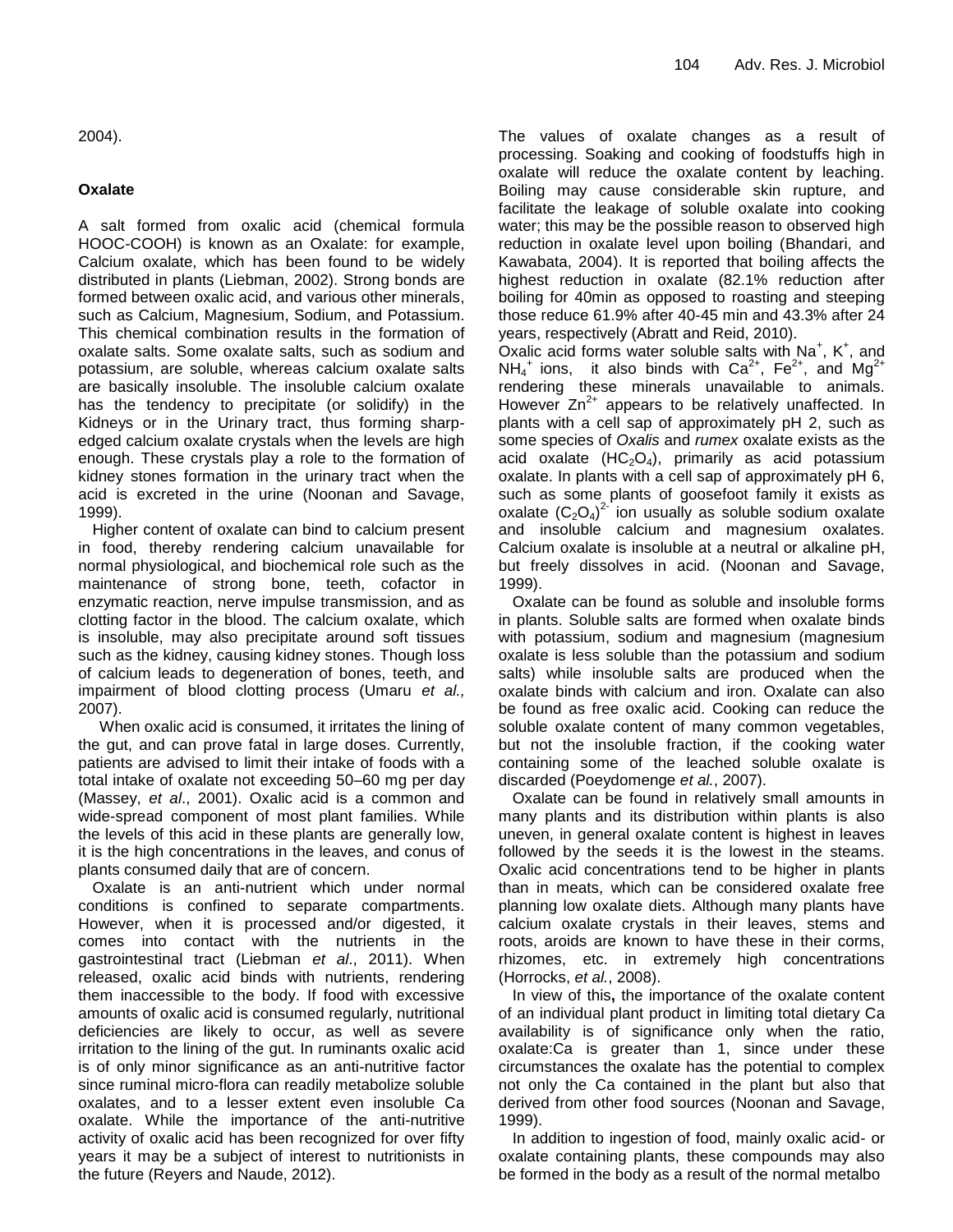2004).

### Oxalate

A salt formed from oxalic acid (chemical formula HOOC-COOH) is known as an Oxalate: for example, Calcium oxalate, which has been found to be widely distributed in plants (Liebman, 2002). Strong bonds are formed between oxalic acid, and various other minerals, such as Calcium, Magnesium, Sodium, and Potassium. This chemical combination results in the formation of oxalate salts. Some oxalate salts, such as sodium and potassium, are soluble, whereas calcium oxalate salts are basically insoluble. The insoluble calcium oxalate has the tendency to precipitate (or solidify) in the Kidneys or in the Urinary tract, thus forming sharp-edged calcium oxalate crystals when the levels are high enough. These crystals play a role to the formation of kidney stones formation in the urinary tract when the acid is excreted in the urine (Noonan and Savage, 1999).

Higher content of oxalate can bind to calcium present in food, thereby rendering calcium unavailable for normal physiological, and biochemical role such as the maintenance of strong bone, teeth, cofactor in enzymatic reaction, nerve impulse transmission, and as clotting factor in the blood. The calcium oxalate, which is insoluble, may also precipitate around soft tissues such as the kidney, causing kidney stones. Though loss of calcium leads to degeneration of bones, teeth, and impairment of blood clotting process (Umaru *et al.,* 2007).

When oxalic acid is consumed, it irritates the lining of the gut, and can prove fatal in large doses. Currently, patients are advised to limit their intake of foods with a total intake of oxalate not exceeding 50–60 mg per day (Massey, *et al*., 2001). Oxalic acid is a common and wide-spread component of most plant families. While the levels of this acid in these plants are generally low, it is the high concentrations in the leaves, and conus of plants consumed daily that are of concern.

Oxalate is an anti-nutrient which under normal conditions is confined to separate compartments. However, when it is processed and/or digested, it comes into contact with the nutrients in the gastrointestinal tract (Liebman *et al*., 2011). When released, oxalic acid binds with nutrients, rendering them inaccessible to the body. If food with excessive amounts of oxalic acid is consumed regularly, nutritional deficiencies are likely to occur, as well as severe irritation to the lining of the gut. In ruminants oxalic acid is of only minor significance as an anti-nutritive factor since ruminal micro-flora can readily metabolize soluble oxalates, and to a lesser extent even insoluble Ca oxalate. While the importance of the anti-nutritive activity of oxalic acid has been recognized for over fifty years it may be a subject of interest to nutritionists in the future (Reyers and Naude, 2012).

The values of oxalate changes as a result of processing. Soaking and cooking of foodstuffs high in oxalate will reduce the oxalate content by leaching. Boiling may cause considerable skin rupture, and facilitate the leakage of soluble oxalate into cooking water; this may be the possible reason to observed high reduction in oxalate level upon boiling (Bhandari, and Kawabata, 2004). It is reported that boiling affects the highest reduction in oxalate (82.1% reduction after boiling for 40min as opposed to roasting and steeping those reduce 61.9% after 40-45 min and 43.3% after 24 years, respectively (Abratt and Reid, 2010).

Oxalic acid forms water soluble salts with $Na^+$, $K^+$, and $NH_4^+$ ions, it also binds with $Ca^{2+}$, $Fe^{2+}$, and $Mg^{2+}$ rendering these minerals unavailable to animals. However $Zn^{2+}$ appears to be relatively unaffected. In plants with a cell sap of approximately pH 2, such as some species of *Oxalis* and *rumex* oxalate exists as the acid oxalate ($HC_2O_4$), primarily as acid potassium oxalate. In plants with a cell sap of approximately pH 6, such as some plants of goosefoot family it exists as oxalate $(C_2O_4)^{2-}$ ion usually as soluble sodium oxalate and insoluble calcium and magnesium oxalates. Calcium oxalate is insoluble at a neutral or alkaline pH, but freely dissolves in acid. (Noonan and Savage, 1999).

Oxalate can be found as soluble and insoluble forms in plants. Soluble salts are formed when oxalate binds with potassium, sodium and magnesium (magnesium oxalate is less soluble than the potassium and sodium salts) while insoluble salts are produced when the oxalate binds with calcium and iron. Oxalate can also be found as free oxalic acid. Cooking can reduce the soluble oxalate content of many common vegetables, but not the insoluble fraction, if the cooking water containing some of the leached soluble oxalate is discarded (Poeydomenge *et al.*, 2007).

Oxalate can be found in relatively small amounts in many plants and its distribution within plants is also uneven, in general oxalate content is highest in leaves followed by the seeds it is the lowest in the steams. Oxalic acid concentrations tend to be higher in plants than in meats, which can be considered oxalate free planning low oxalate diets. Although many plants have calcium oxalate crystals in their leaves, stems and roots, aroids are known to have these in their corms, rhizomes, etc. in extremely high concentrations (Horrocks, *et al.*, 2008).

In view of this**,** the importance of the oxalate content of an individual plant product in limiting total dietary Ca availability is of significance only when the ratio, oxalate:Ca is greater than 1, since under these circumstances the oxalate has the potential to complex not only the Ca contained in the plant but also that derived from other food sources (Noonan and Savage, 1999).

In addition to ingestion of food, mainly oxalic acid- or oxalate containing plants, these compounds may also be formed in the body as a result of the normal metalbo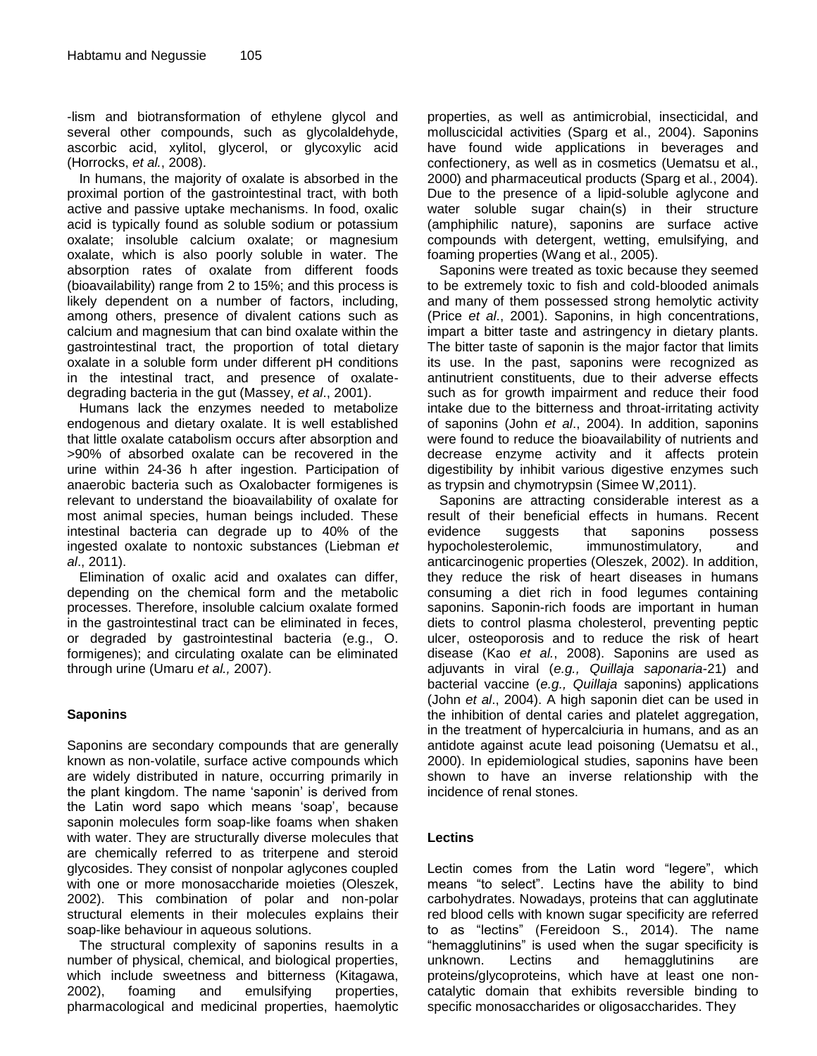-lism and biotransformation of ethylene glycol and several other compounds, such as glycolaldehyde, ascorbic acid, xylitol, glycerol, or glycoxylic acid (Horrocks, *et al.*, 2008).

In humans, the majority of oxalate is absorbed in the proximal portion of the gastrointestinal tract, with both active and passive uptake mechanisms. In food, oxalic acid is typically found as soluble sodium or potassium oxalate; insoluble calcium oxalate; or magnesium oxalate, which is also poorly soluble in water. The absorption rates of oxalate from different foods (bioavailability) range from 2 to 15%; and this process is likely dependent on a number of factors, including, among others, presence of divalent cations such as calcium and magnesium that can bind oxalate within the gastrointestinal tract, the proportion of total dietary oxalate in a soluble form under different pH conditions in the intestinal tract, and presence of oxalate-degrading bacteria in the gut (Massey, *et al*., 2001).

Humans lack the enzymes needed to metabolize endogenous and dietary oxalate. It is well established that little oxalate catabolism occurs after absorption and >90% of absorbed oxalate can be recovered in the urine within 24-36 h after ingestion. Participation of anaerobic bacteria such as Oxalobacter formigenes is relevant to understand the bioavailability of oxalate for most animal species, human beings included. These intestinal bacteria can degrade up to 40% of the ingested oxalate to nontoxic substances (Liebman *et al*., 2011).

Elimination of oxalic acid and oxalates can differ, depending on the chemical form and the metabolic processes. Therefore, insoluble calcium oxalate formed in the gastrointestinal tract can be eliminated in feces, or degraded by gastrointestinal bacteria (e.g., O. formigenes); and circulating oxalate can be eliminated through urine (Umaru *et al.,* 2007).

## Saponins

Saponins are secondary compounds that are generally known as non-volatile, surface active compounds which are widely distributed in nature, occurring primarily in the plant kingdom. The name 'saponin' is derived from the Latin word sapo which means 'soap', because saponin molecules form soap-like foams when shaken with water. They are structurally diverse molecules that are chemically referred to as triterpene and steroid glycosides. They consist of nonpolar aglycones coupled with one or more monosaccharide moieties (Oleszek, 2002). This combination of polar and non-polar structural elements in their molecules explains their soap-like behaviour in aqueous solutions.

The structural complexity of saponins results in a number of physical, chemical, and biological properties, which include sweetness and bitterness (Kitagawa, 2002), foaming and emulsifying properties, pharmacological and medicinal properties, haemolytic properties, as well as antimicrobial, insecticidal, and molluscicidal activities (Sparg et al., 2004). Saponins have found wide applications in beverages and confectionery, as well as in cosmetics (Uematsu et al., 2000) and pharmaceutical products (Sparg et al., 2004). Due to the presence of a lipid-soluble aglycone and water soluble sugar chain(s) in their structure (amphiphilic nature), saponins are surface active compounds with detergent, wetting, emulsifying, and foaming properties (Wang et al., 2005).

Saponins were treated as toxic because they seemed to be extremely toxic to fish and cold-blooded animals and many of them possessed strong hemolytic activity (Price *et al*., 2001). Saponins, in high concentrations, impart a bitter taste and astringency in dietary plants. The bitter taste of saponin is the major factor that limits its use. In the past, saponins were recognized as antinutrient constituents, due to their adverse effects such as for growth impairment and reduce their food intake due to the bitterness and throat-irritating activity of saponins (John *et al*., 2004). In addition, saponins were found to reduce the bioavailability of nutrients and decrease enzyme activity and it affects protein digestibility by inhibit various digestive enzymes such as trypsin and chymotrypsin (Simee W,2011).

Saponins are attracting considerable interest as a result of their beneficial effects in humans. Recent evidence suggests that saponins possess hypocholesterolemic, immunostimulatory, and anticarcinogenic properties (Oleszek, 2002). In addition, they reduce the risk of heart diseases in humans consuming a diet rich in food legumes containing saponins. Saponin-rich foods are important in human diets to control plasma cholesterol, preventing peptic ulcer, osteoporosis and to reduce the risk of heart disease (Kao *et al.*, 2008). Saponins are used as adjuvants in viral (*e.g., Quillaja saponaria*-21) and bacterial vaccine (*e.g., Quillaja* saponins) applications (John *et al*., 2004). A high saponin diet can be used in the inhibition of dental caries and platelet aggregation, in the treatment of hypercalciuria in humans, and as an antidote against acute lead poisoning (Uematsu et al., 2000). In epidemiological studies, saponins have been shown to have an inverse relationship with the incidence of renal stones.

## Lectins

Lectin comes from the Latin word "legere", which means "to select". Lectins have the ability to bind carbohydrates. Nowadays, proteins that can agglutinate red blood cells with known sugar specificity are referred to as "lectins" (Fereidoon S., 2014). The name "hemagglutinins" is used when the sugar specificity is unknown. Lectins and hemagglutinins are proteins/glycoproteins, which have at least one non-catalytic domain that exhibits reversible binding to specific monosaccharides or oligosaccharides. They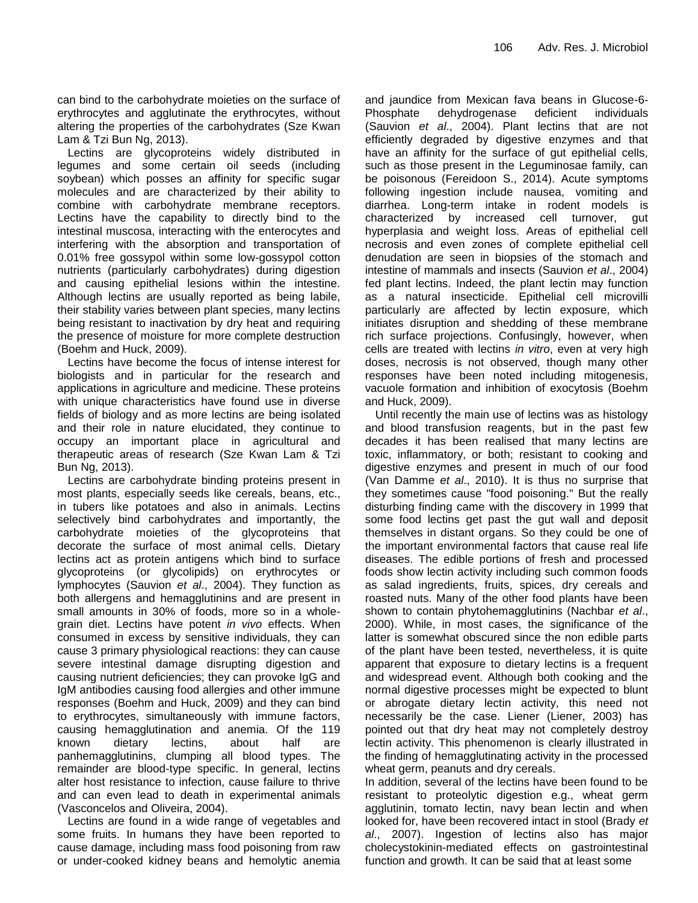can bind to the carbohydrate moieties on the surface of erythrocytes and agglutinate the erythrocytes, without altering the properties of the carbohydrates (Sze Kwan Lam & Tzi Bun Ng, 2013).

Lectins are glycoproteins widely distributed in legumes and some certain oil seeds (including soybean) which posses an affinity for specific sugar molecules and are characterized by their ability to combine with carbohydrate membrane receptors. Lectins have the capability to directly bind to the intestinal muscosa, interacting with the enterocytes and interfering with the absorption and transportation of 0.01% free gossypol within some low-gossypol cotton nutrients (particularly carbohydrates) during digestion and causing epithelial lesions within the intestine. Although lectins are usually reported as being labile, their stability varies between plant species, many lectins being resistant to inactivation by dry heat and requiring the presence of moisture for more complete destruction (Boehm and Huck, 2009).

Lectins have become the focus of intense interest for biologists and in particular for the research and applications in agriculture and medicine. These proteins with unique characteristics have found use in diverse fields of biology and as more lectins are being isolated and their role in nature elucidated, they continue to occupy an important place in agricultural and therapeutic areas of research (Sze Kwan Lam & Tzi Bun Ng, 2013).

Lectins are carbohydrate binding proteins present in most plants, especially seeds like cereals, beans, etc., in tubers like potatoes and also in animals. Lectins selectively bind carbohydrates and importantly, the carbohydrate moieties of the glycoproteins that decorate the surface of most animal cells. Dietary lectins act as protein antigens which bind to surface glycoproteins (or glycolipids) on erythrocytes or lymphocytes (Sauvion *et al*., 2004). They function as both allergens and hemagglutinins and are present in small amounts in 30% of foods, more so in a whole-grain diet. Lectins have potent *in vivo* effects. When consumed in excess by sensitive individuals, they can cause 3 primary physiological reactions: they can cause severe intestinal damage disrupting digestion and causing nutrient deficiencies; they can provoke IgG and IgM antibodies causing food allergies and other immune responses (Boehm and Huck, 2009) and they can bind to erythrocytes, simultaneously with immune factors, causing hemagglutination and anemia. Of the 119 known dietary lectins, about half are panhemagglutinins, clumping all blood types. The remainder are blood-type specific. In general, lectins alter host resistance to infection, cause failure to thrive and can even lead to death in experimental animals (Vasconcelos and Oliveira, 2004).

Lectins are found in a wide range of vegetables and some fruits. In humans they have been reported to cause damage, including mass food poisoning from raw or under-cooked kidney beans and hemolytic anemia and jaundice from Mexican fava beans in Glucose-6-Phosphate dehydrogenase deficient individuals (Sauvion *et al*., 2004). Plant lectins that are not efficiently degraded by digestive enzymes and that have an affinity for the surface of gut epithelial cells, such as those present in the Leguminosae family, can be poisonous (Fereidoon S., 2014). Acute symptoms following ingestion include nausea, vomiting and diarrhea. Long-term intake in rodent models is characterized by increased cell turnover, gut hyperplasia and weight loss. Areas of epithelial cell necrosis and even zones of complete epithelial cell denudation are seen in biopsies of the stomach and intestine of mammals and insects (Sauvion *et al*., 2004) fed plant lectins. Indeed, the plant lectin may function as a natural insecticide. Epithelial cell microvilli particularly are affected by lectin exposure, which initiates disruption and shedding of these membrane rich surface projections. Confusingly, however, when cells are treated with lectins *in vitro*, even at very high doses, necrosis is not observed, though many other responses have been noted including mitogenesis, vacuole formation and inhibition of exocytosis (Boehm and Huck, 2009).

Until recently the main use of lectins was as histology and blood transfusion reagents, but in the past few decades it has been realised that many lectins are toxic, inflammatory, or both; resistant to cooking and digestive enzymes and present in much of our food (Van Damme *et al*., 2010). It is thus no surprise that they sometimes cause "food poisoning." But the really disturbing finding came with the discovery in 1999 that some food lectins get past the gut wall and deposit themselves in distant organs. So they could be one of the important environmental factors that cause real life diseases. The edible portions of fresh and processed foods show lectin activity including such common foods as salad ingredients, fruits, spices, dry cereals and roasted nuts. Many of the other food plants have been shown to contain phytohemagglutinins (Nachbar *et al*., 2000). While, in most cases, the significance of the latter is somewhat obscured since the non edible parts of the plant have been tested, nevertheless, it is quite apparent that exposure to dietary lectins is a frequent and widespread event. Although both cooking and the normal digestive processes might be expected to blunt or abrogate dietary lectin activity, this need not necessarily be the case. Liener (Liener, 2003) has pointed out that dry heat may not completely destroy lectin activity. This phenomenon is clearly illustrated in the finding of hemagglutinating activity in the processed wheat germ, peanuts and dry cereals.

In addition, several of the lectins have been found to be resistant to proteolytic digestion e.g., wheat germ agglutinin, tomato lectin, navy bean lectin and when looked for, have been recovered intact in stool (Brady *et al*., 2007). Ingestion of lectins also has major cholecystokinin-mediated effects on gastrointestinal function and growth. It can be said that at least some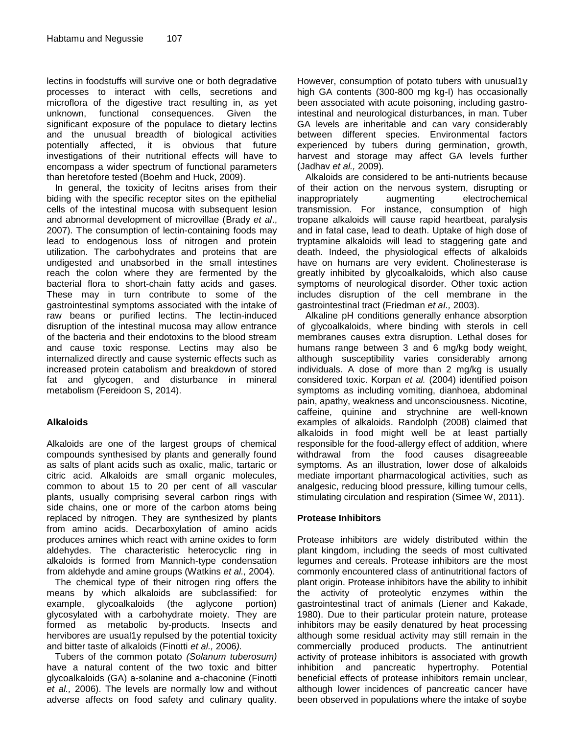lectins in foodstuffs will survive one or both degradative processes to interact with cells, secretions and microflora of the digestive tract resulting in, as yet unknown, functional consequences. Given the significant exposure of the populace to dietary lectins and the unusual breadth of biological activities potentially affected, it is obvious that future investigations of their nutritional effects will have to encompass a wider spectrum of functional parameters than heretofore tested (Boehm and Huck, 2009).

In general, the toxicity of lecitns arises from their biding with the specific receptor sites on the epithelial cells of the intestinal mucosa with subsequent lesion and abnormal development of microvillae (Brady *et al*., 2007). The consumption of lectin-containing foods may lead to endogenous loss of nitrogen and protein utilization. The carbohydrates and proteins that are undigested and unabsorbed in the small intestines reach the colon where they are fermented by the bacterial flora to short-chain fatty acids and gases. These may in turn contribute to some of the gastrointestinal symptoms associated with the intake of raw beans or purified lectins. The lectin-induced disruption of the intestinal mucosa may allow entrance of the bacteria and their endotoxins to the blood stream and cause toxic response. Lectins may also be internalized directly and cause systemic effects such as increased protein catabolism and breakdown of stored fat and glycogen, and disturbance in mineral metabolism (Fereidoon S, 2014).

## Alkaloids

Alkaloids are one of the largest groups of chemical compounds synthesised by plants and generally found as salts of plant acids such as oxalic, malic, tartaric or citric acid. Alkaloids are small organic molecules, common to about 15 to 20 per cent of all vascular plants, usually comprising several carbon rings with side chains, one or more of the carbon atoms being replaced by nitrogen. They are synthesized by plants from amino acids. Decarboxylation of amino acids produces amines which react with amine oxides to form aldehydes. The characteristic heterocyclic ring in alkaloids is formed from Mannich-type condensation from aldehyde and amine groups (Watkins *et al.,* 2004).

The chemical type of their nitrogen ring offers the means by which alkaloids are subclassified: for example, glycoalkaloids (the aglycone portion) glycosylated with a carbohydrate moiety. They are formed as metabolic by-products. Insects and hervibores are usual1y repulsed by the potential toxicity and bitter taste of alkaloids (Finotti *et al.,* 2006*).*

Tubers of the common potato *(Solanum tuberosum)* have a natural content of the two toxic and bitter glycoalkaloids (GA) a-solanine and a-chaconine (Finotti *et al.,* 2006). The levels are normally low and without adverse affects on food safety and culinary quality. However, consumption of potato tubers with unusual1y high GA contents (300-800 mg kg-I) has occasionally been associated with acute poisoning, including gastro-intestinal and neurological disturbances, in man. Tuber GA levels are inheritable and can vary considerably between different species. Environmental factors experienced by tubers during germination, growth, harvest and storage may affect GA levels further (Jadhav *et al.,* 2009)*.*

Alkaloids are considered to be anti-nutrients because of their action on the nervous system, disrupting or inappropriately augmenting electrochemical transmission. For instance, consumption of high tropane alkaloids will cause rapid heartbeat, paralysis and in fatal case, lead to death. Uptake of high dose of tryptamine alkaloids will lead to staggering gate and death. Indeed, the physiological effects of alkaloids have on humans are very evident. Cholinesterase is greatly inhibited by glycoalkaloids, which also cause symptoms of neurological disorder. Other toxic action includes disruption of the cell membrane in the gastrointestinal tract (Friedman *et al.,* 2003).

Alkaline pH conditions generally enhance absorption of glycoalkaloids, where binding with sterols in cell membranes causes extra disruption. Lethal doses for humans range between 3 and 6 mg/kg body weight, although susceptibility varies considerably among individuals. A dose of more than 2 mg/kg is usually considered toxic. Korpan *et al.* (2004) identified poison symptoms as including vomiting, dianhoea, abdominal pain, apathy, weakness and unconsciousness. Nicotine, caffeine, quinine and strychnine are well-known examples of alkaloids. Randolph (2008) claimed that alkaloids in food might well be at least partially responsible for the food-allergy effect of addition, where withdrawal from the food causes disagreeable symptoms. As an illustration, lower dose of alkaloids mediate important pharmacological activities, such as analgesic, reducing blood pressure, killing tumour cells, stimulating circulation and respiration (Simee W, 2011).

## Protease Inhibitors

Protease inhibitors are widely distributed within the plant kingdom, including the seeds of most cultivated legumes and cereals. Protease inhibitors are the most commonly encountered class of antinutritional factors of plant origin. Protease inhibitors have the ability to inhibit the activity of proteolytic enzymes within the gastrointestinal tract of animals (Liener and Kakade, 1980). Due to their particular protein nature, protease inhibitors may be easily denatured by heat processing although some residual activity may still remain in the commercially produced products. The antinutrient activity of protease inhibitors is associated with growth inhibition and pancreatic hypertrophy. Potential beneficial effects of protease inhibitors remain unclear, although lower incidences of pancreatic cancer have been observed in populations where the intake of soybe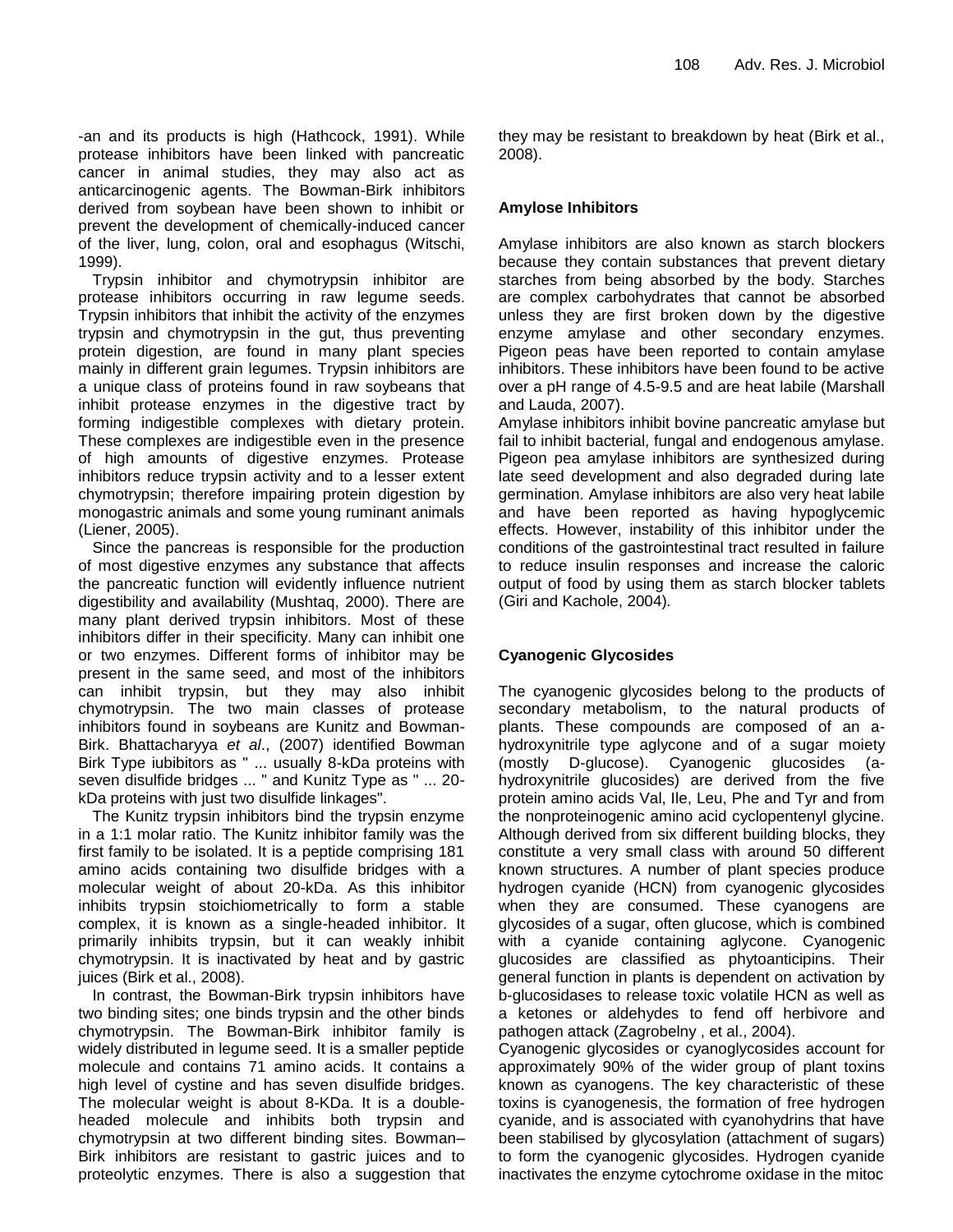-an and its products is high (Hathcock, 1991). While protease inhibitors have been linked with pancreatic cancer in animal studies, they may also act as anticarcinogenic agents. The Bowman-Birk inhibitors derived from soybean have been shown to inhibit or prevent the development of chemically-induced cancer of the liver, lung, colon, oral and esophagus (Witschi, 1999).

Trypsin inhibitor and chymotrypsin inhibitor are protease inhibitors occurring in raw legume seeds. Trypsin inhibitors that inhibit the activity of the enzymes trypsin and chymotrypsin in the gut, thus preventing protein digestion, are found in many plant species mainly in different grain legumes. Trypsin inhibitors are a unique class of proteins found in raw soybeans that inhibit protease enzymes in the digestive tract by forming indigestible complexes with dietary protein. These complexes are indigestible even in the presence of high amounts of digestive enzymes. Protease inhibitors reduce trypsin activity and to a lesser extent chymotrypsin; therefore impairing protein digestion by monogastric animals and some young ruminant animals (Liener, 2005).

Since the pancreas is responsible for the production of most digestive enzymes any substance that affects the pancreatic function will evidently influence nutrient digestibility and availability (Mushtaq, 2000). There are many plant derived trypsin inhibitors. Most of these inhibitors differ in their specificity. Many can inhibit one or two enzymes. Different forms of inhibitor may be present in the same seed, and most of the inhibitors can inhibit trypsin, but they may also inhibit chymotrypsin. The two main classes of protease inhibitors found in soybeans are Kunitz and Bowman-Birk. Bhattacharyya *et al*., (2007) identified Bowman Birk Type iubibitors as " ... usually 8-kDa proteins with seven disulfide bridges ... " and Kunitz Type as " ... 20-kDa proteins with just two disulfide linkages".

The Kunitz trypsin inhibitors bind the trypsin enzyme in a 1:1 molar ratio. The Kunitz inhibitor family was the first family to be isolated. It is a peptide comprising 181 amino acids containing two disulfide bridges with a molecular weight of about 20-kDa. As this inhibitor inhibits trypsin stoichiometrically to form a stable complex, it is known as a single-headed inhibitor. It primarily inhibits trypsin, but it can weakly inhibit chymotrypsin. It is inactivated by heat and by gastric juices (Birk et al., 2008).

In contrast, the Bowman-Birk trypsin inhibitors have two binding sites; one binds trypsin and the other binds chymotrypsin. The Bowman-Birk inhibitor family is widely distributed in legume seed. It is a smaller peptide molecule and contains 71 amino acids. It contains a high level of cystine and has seven disulfide bridges. The molecular weight is about 8-KDa. It is a double-headed molecule and inhibits both trypsin and chymotrypsin at two different binding sites. Bowman–Birk inhibitors are resistant to gastric juices and to proteolytic enzymes. There is also a suggestion that they may be resistant to breakdown by heat (Birk et al., 2008).

## Amylose Inhibitors

Amylase inhibitors are also known as starch blockers because they contain substances that prevent dietary starches from being absorbed by the body. Starches are complex carbohydrates that cannot be absorbed unless they are first broken down by the digestive enzyme amylase and other secondary enzymes. Pigeon peas have been reported to contain amylase inhibitors. These inhibitors have been found to be active over a pH range of 4.5-9.5 and are heat labile (Marshall and Lauda, 2007).

Amylase inhibitors inhibit bovine pancreatic amylase but fail to inhibit bacterial, fungal and endogenous amylase. Pigeon pea amylase inhibitors are synthesized during late seed development and also degraded during late germination. Amylase inhibitors are also very heat labile and have been reported as having hypoglycemic effects. However, instability of this inhibitor under the conditions of the gastrointestinal tract resulted in failure to reduce insulin responses and increase the caloric output of food by using them as starch blocker tablets (Giri and Kachole, 2004).

## Cyanogenic Glycosides

The cyanogenic glycosides belong to the products of secondary metabolism, to the natural products of plants. These compounds are composed of an a-hydroxynitrile type aglycone and of a sugar moiety (mostly D-glucose). Cyanogenic glucosides (a-hydroxynitrile glucosides) are derived from the five protein amino acids Val, Ile, Leu, Phe and Tyr and from the nonproteinogenic amino acid cyclopentenyl glycine. Although derived from six different building blocks, they constitute a very small class with around 50 different known structures. A number of plant species produce hydrogen cyanide (HCN) from cyanogenic glycosides when they are consumed. These cyanogens are glycosides of a sugar, often glucose, which is combined with a cyanide containing aglycone. Cyanogenic glucosides are classified as phytoanticipins. Their general function in plants is dependent on activation by b-glucosidases to release toxic volatile HCN as well as a ketones or aldehydes to fend off herbivore and pathogen attack (Zagrobelny , et al., 2004).

Cyanogenic glycosides or cyanoglycosides account for approximately 90% of the wider group of plant toxins known as cyanogens. The key characteristic of these toxins is cyanogenesis, the formation of free hydrogen cyanide, and is associated with cyanohydrins that have been stabilised by glycosylation (attachment of sugars) to form the cyanogenic glycosides. Hydrogen cyanide inactivates the enzyme cytochrome oxidase in the mitoc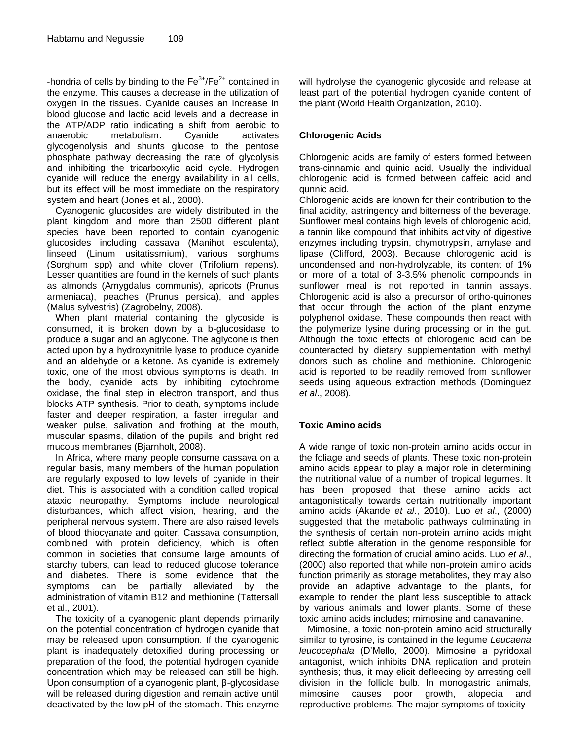-hondria of cells by binding to the $Fe^{3+}/Fe^{2+}$ contained in the enzyme. This causes a decrease in the utilization of oxygen in the tissues. Cyanide causes an increase in blood glucose and lactic acid levels and a decrease in the ATP/ADP ratio indicating a shift from aerobic to anaerobic metabolism. Cyanide activates glycogenolysis and shunts glucose to the pentose phosphate pathway decreasing the rate of glycolysis and inhibiting the tricarboxylic acid cycle. Hydrogen cyanide will reduce the energy availability in all cells, but its effect will be most immediate on the respiratory system and heart (Jones et al., 2000).

Cyanogenic glucosides are widely distributed in the plant kingdom and more than 2500 different plant species have been reported to contain cyanogenic glucosides including cassava (Manihot esculenta), linseed (Linum usitatissmium), various sorghums (Sorghum spp) and white clover (Trifolium repens). Lesser quantities are found in the kernels of such plants as almonds (Amygdalus communis), apricots (Prunus armeniaca), peaches (Prunus persica), and apples (Malus sylvestris) (Zagrobelny, 2008).

When plant material containing the glycoside is consumed, it is broken down by a b-glucosidase to produce a sugar and an aglycone. The aglycone is then acted upon by a hydroxynitrile lyase to produce cyanide and an aldehyde or a ketone. As cyanide is extremely toxic, one of the most obvious symptoms is death. In the body, cyanide acts by inhibiting cytochrome oxidase, the final step in electron transport, and thus blocks ATP synthesis. Prior to death, symptoms include faster and deeper respiration, a faster irregular and weaker pulse, salivation and frothing at the mouth, muscular spasms, dilation of the pupils, and bright red mucous membranes (Bjarnholt, 2008).

In Africa, where many people consume cassava on a regular basis, many members of the human population are regularly exposed to low levels of cyanide in their diet. This is associated with a condition called tropical ataxic neuropathy. Symptoms include neurological disturbances, which affect vision, hearing, and the peripheral nervous system. There are also raised levels of blood thiocyanate and goiter. Cassava consumption, combined with protein deficiency, which is often common in societies that consume large amounts of starchy tubers, can lead to reduced glucose tolerance and diabetes. There is some evidence that the symptoms can be partially alleviated by the administration of vitamin B12 and methionine (Tattersall et al., 2001).

The toxicity of a cyanogenic plant depends primarily on the potential concentration of hydrogen cyanide that may be released upon consumption. If the cyanogenic plant is inadequately detoxified during processing or preparation of the food, the potential hydrogen cyanide concentration which may be released can still be high. Upon consumption of a cyanogenic plant, β-glycosidase will be released during digestion and remain active until deactivated by the low pH of the stomach. This enzyme will hydrolyse the cyanogenic glycoside and release at least part of the potential hydrogen cyanide content of the plant (World Health Organization, 2010).

## Chlorogenic Acids

Chlorogenic acids are family of esters formed between trans-cinnamic and quinic acid. Usually the individual chlorogenic acid is formed between caffeic acid and qunnic acid.

Chlorogenic acids are known for their contribution to the final acidity, astringency and bitterness of the beverage. Sunflower meal contains high levels of chlorogenic acid, a tannin like compound that inhibits activity of digestive enzymes including trypsin, chymotrypsin, amylase and lipase (Clifford, 2003). Because chlorogenic acid is uncondensed and non-hydrolyzable, its content of 1% or more of a total of 3-3.5% phenolic compounds in sunflower meal is not reported in tannin assays. Chlorogenic acid is also a precursor of ortho-quinones that occur through the action of the plant enzyme polyphenol oxidase. These compounds then react with the polymerize lysine during processing or in the gut. Although the toxic effects of chlorogenic acid can be counteracted by dietary supplementation with methyl donors such as choline and methionine. Chlorogenic acid is reported to be readily removed from sunflower seeds using aqueous extraction methods (Dominguez *et al*., 2008).

## Toxic Amino acids

A wide range of toxic non-protein amino acids occur in the foliage and seeds of plants. These toxic non-protein amino acids appear to play a major role in determining the nutritional value of a number of tropical legumes. It has been proposed that these amino acids act antagonistically towards certain nutritionally important amino acids (Akande *et al*., 2010). Luo *et al*., (2000) suggested that the metabolic pathways culminating in the synthesis of certain non-protein amino acids might reflect subtle alteration in the genome responsible for directing the formation of crucial amino acids. Luo *et al*., (2000) also reported that while non-protein amino acids function primarily as storage metabolites, they may also provide an adaptive advantage to the plants, for example to render the plant less susceptible to attack by various animals and lower plants. Some of these toxic amino acids includes; mimosine and canavanine.

Mimosine, a toxic non-protein amino acid structurally similar to tyrosine, is contained in the legume *Leucaena leucocephala* (D'Mello, 2000). Mimosine a pyridoxal antagonist, which inhibits DNA replication and protein synthesis; thus, it may elicit defleecing by arresting cell division in the follicle bulb. In monogastric animals, mimosine causes poor growth, alopecia and reproductive problems. The major symptoms of toxicity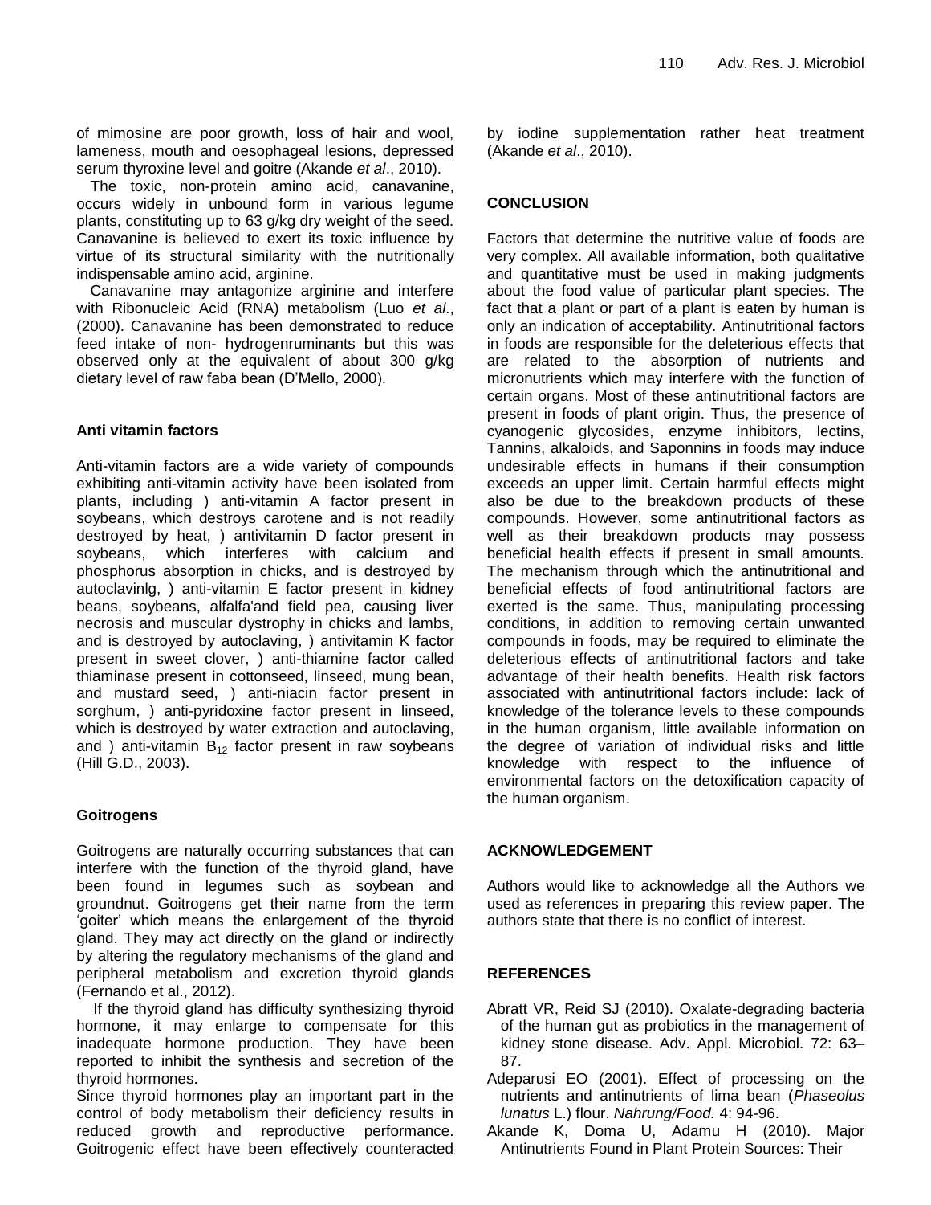of mimosine are poor growth, loss of hair and wool, lameness, mouth and oesophageal lesions, depressed serum thyroxine level and goitre (Akande *et al*., 2010).

The toxic, non-protein amino acid, canavanine, occurs widely in unbound form in various legume plants, constituting up to 63 g/kg dry weight of the seed. Canavanine is believed to exert its toxic influence by virtue of its structural similarity with the nutritionally indispensable amino acid, arginine.

Canavanine may antagonize arginine and interfere with Ribonucleic Acid (RNA) metabolism (Luo *et al*., (2000). Canavanine has been demonstrated to reduce feed intake of non- hydrogenruminants but this was observed only at the equivalent of about 300 g/kg dietary level of raw faba bean (D'Mello, 2000).

### Anti vitamin factors

Anti-vitamin factors are a wide variety of compounds exhibiting anti-vitamin activity have been isolated from plants, including ) anti-vitamin A factor present in soybeans, which destroys carotene and is not readily destroyed by heat, ) antivitamin D factor present in soybeans, which interferes with calcium and phosphorus absorption in chicks, and is destroyed by autoclavinlg, ) anti-vitamin E factor present in kidney beans, soybeans, alfalfa'and field pea, causing liver necrosis and muscular dystrophy in chicks and lambs, and is destroyed by autoclaving, ) antivitamin K factor present in sweet clover, ) anti-thiamine factor called thiaminase present in cottonseed, linseed, mung bean, and mustard seed, ) anti-niacin factor present in sorghum, ) anti-pyridoxine factor present in linseed, which is destroyed by water extraction and autoclaving, and ) anti-vitamin $B_{12}$ factor present in raw soybeans (Hill G.D., 2003).

### Goitrogens

Goitrogens are naturally occurring substances that can interfere with the function of the thyroid gland, have been found in legumes such as soybean and groundnut. Goitrogens get their name from the term 'goiter' which means the enlargement of the thyroid gland. They may act directly on the gland or indirectly by altering the regulatory mechanisms of the gland and peripheral metabolism and excretion thyroid glands (Fernando et al., 2012).

If the thyroid gland has difficulty synthesizing thyroid hormone, it may enlarge to compensate for this inadequate hormone production. They have been reported to inhibit the synthesis and secretion of the thyroid hormones.

Since thyroid hormones play an important part in the control of body metabolism their deficiency results in reduced growth and reproductive performance. Goitrogenic effect have been effectively counteracted by iodine supplementation rather heat treatment (Akande *et al*., 2010).

## CONCLUSION

Factors that determine the nutritive value of foods are very complex. All available information, both qualitative and quantitative must be used in making judgments about the food value of particular plant species. The fact that a plant or part of a plant is eaten by human is only an indication of acceptability. Antinutritional factors in foods are responsible for the deleterious effects that are related to the absorption of nutrients and micronutrients which may interfere with the function of certain organs. Most of these antinutritional factors are present in foods of plant origin. Thus, the presence of cyanogenic glycosides, enzyme inhibitors, lectins, Tannins, alkaloids, and Saponnins in foods may induce undesirable effects in humans if their consumption exceeds an upper limit. Certain harmful effects might also be due to the breakdown products of these compounds. However, some antinutritional factors as well as their breakdown products may possess beneficial health effects if present in small amounts. The mechanism through which the antinutritional and beneficial effects of food antinutritional factors are exerted is the same. Thus, manipulating processing conditions, in addition to removing certain unwanted compounds in foods, may be required to eliminate the deleterious effects of antinutritional factors and take advantage of their health benefits. Health risk factors associated with antinutritional factors include: lack of knowledge of the tolerance levels to these compounds in the human organism, little available information on the degree of variation of individual risks and little knowledge with respect to the influence of environmental factors on the detoxification capacity of the human organism.

## ACKNOWLEDGEMENT

Authors would like to acknowledge all the Authors we used as references in preparing this review paper. The authors state that there is no conflict of interest.

## REFERENCES

Abratt VR, Reid SJ (2010). Oxalate-degrading bacteria of the human gut as probiotics in the management of kidney stone disease. Adv. Appl. Microbiol. 72: 63–87.

Adeparusi EO (2001). Effect of processing on the nutrients and antinutrients of lima bean (*Phaseolus lunatus* L.) flour. *Nahrung/Food.* 4: 94-96.

Akande K, Doma U, Adamu H (2010). Major Antinutrients Found in Plant Protein Sources: Their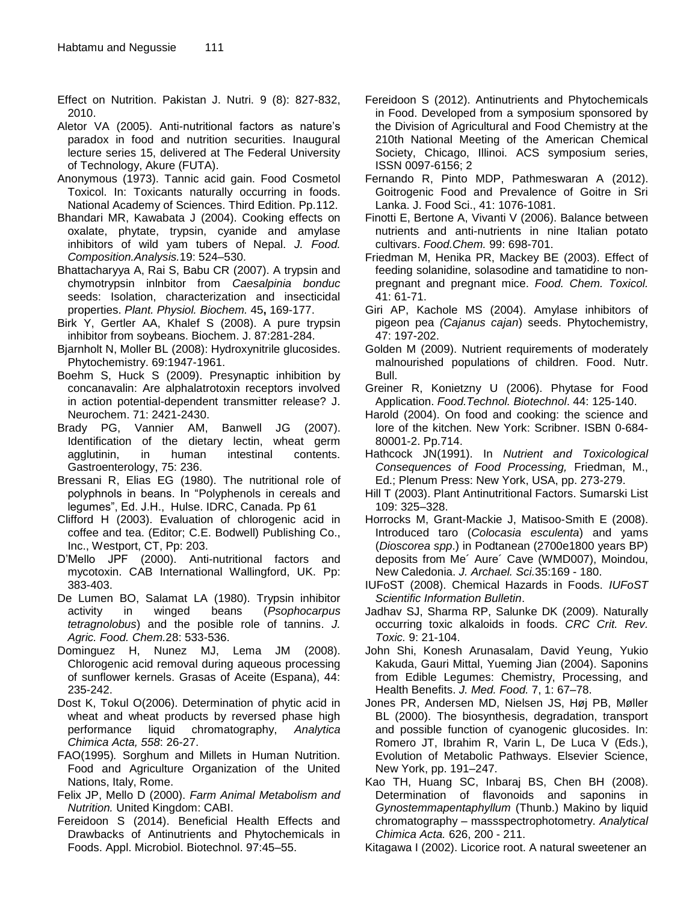Effect on Nutrition. Pakistan J. Nutri. 9 (8): 827-832, 2010.

Aletor VA (2005). Anti-nutritional factors as nature's paradox in food and nutrition securities. Inaugural lecture series 15, delivered at The Federal University of Technology, Akure (FUTA).

Anonymous (1973). Tannic acid gain. Food Cosmetol Toxicol. In: Toxicants naturally occurring in foods. National Academy of Sciences. Third Edition. Pp.112.

Bhandari MR, Kawabata J (2004). Cooking effects on oxalate, phytate, trypsin, cyanide and amylase inhibitors of wild yam tubers of Nepal. *J. Food. Composition.Analysis.*19: 524–530.

Bhattacharyya A, Rai S, Babu CR (2007). A trypsin and chymotrypsin inlnbitor from *Caesalpinia bonduc* seeds: Isolation, characterization and insecticidal properties. *Plant. Physiol. Biochem.* 45**,** 169-177.

Birk Y, Gertler AA, Khalef S (2008). A pure trypsin inhibitor from soybeans. Biochem. J. 87:281-284.

Bjarnholt N, Moller BL (2008): Hydroxynitrile glucosides. Phytochemistry. 69:1947-1961.

Boehm S, Huck S (2009). Presynaptic inhibition by concanavalin: Are alphalatrotoxin receptors involved in action potential-dependent transmitter release? J. Neurochem. 71: 2421-2430.

Brady PG, Vannier AM, Banwell JG (2007). Identification of the dietary lectin, wheat germ agglutinin, in human intestinal contents. Gastroenterology, 75: 236.

Bressani R, Elias EG (1980). The nutritional role of polyphnols in beans. In "Polyphenols in cereals and legumes", Ed. J.H., Hulse. IDRC, Canada. Pp 61

Clifford H (2003). Evaluation of chlorogenic acid in coffee and tea. (Editor; C.E. Bodwell) Publishing Co., Inc., Westport, CT, Pp: 203.

D'Mello JPF (2000). Anti-nutritional factors and mycotoxin. CAB International Wallingford, UK. Pp: 383-403.

De Lumen BO, Salamat LA (1980). Trypsin inhibitor activity in winged beans (*Psophocarpus tetragnolobus*) and the posible role of tannins. *J. Agric. Food. Chem.*28: 533-536.

Dominguez H, Nunez MJ, Lema JM (2008). Chlorogenic acid removal during aqueous processing of sunflower kernels. Grasas de Aceite (Espana), 44: 235-242.

Dost K, Tokul O(2006). Determination of phytic acid in wheat and wheat products by reversed phase high performance liquid chromatography, *Analytica Chimica Acta, 558*: 26-27.

FAO(1995). Sorghum and Millets in Human Nutrition. Food and Agriculture Organization of the United Nations, Italy, Rome.

Felix JP, Mello D (2000). *Farm Animal Metabolism and Nutrition.* United Kingdom: CABI.

Fereidoon S (2014). Beneficial Health Effects and Drawbacks of Antinutrients and Phytochemicals in Foods. Appl. Microbiol. Biotechnol. 97:45–55.

Fereidoon S (2012). Antinutrients and Phytochemicals in Food. Developed from a symposium sponsored by the Division of Agricultural and Food Chemistry at the 210th National Meeting of the American Chemical Society, Chicago, Illinoi. ACS symposium series, ISSN 0097-6156; 2

Fernando R, Pinto MDP, Pathmeswaran A (2012). Goitrogenic Food and Prevalence of Goitre in Sri Lanka. J. Food Sci., 41: 1076-1081.

Finotti E, Bertone A, Vivanti V (2006). Balance between nutrients and anti-nutrients in nine Italian potato cultivars. *Food.Chem.* 99: 698-701.

Friedman M, Henika PR, Mackey BE (2003). Effect of feeding solanidine, solasodine and tamatidine to non-pregnant and pregnant mice. *Food. Chem. Toxicol.* 41: 61-71.

Giri AP, Kachole MS (2004). Amylase inhibitors of pigeon pea *(Cajanus cajan*) seeds. Phytochemistry, 47: 197-202.

Golden M (2009). Nutrient requirements of moderately malnourished populations of children. Food. Nutr. Bull.

Greiner R, Konietzny U (2006). Phytase for Food Application. *Food.Technol. Biotechnol*. 44: 125-140.

Harold (2004). On food and cooking: the science and lore of the kitchen. New York: Scribner. ISBN 0-684-80001-2. Pp.714.

Hathcock JN(1991). In *Nutrient and Toxicological Consequences of Food Processing,* Friedman, M., Ed.; Plenum Press: New York, USA, pp. 273-279.

Hill T (2003). Plant Antinutritional Factors. Sumarski List 109: 325–328.

Horrocks M, Grant-Mackie J, Matisoo-Smith E (2008). Introduced taro (*Colocasia esculenta*) and yams (*Dioscorea spp*.) in Podtanean (2700e1800 years BP) deposits from Me´ Aure´ Cave (WMD007), Moindou, New Caledonia. *J. Archael. Sci.*35:169 - 180.

IUFoST (2008). Chemical Hazards in Foods. *IUFoST Scientific Information Bulletin*.

Jadhav SJ, Sharma RP, Salunke DK (2009). Naturally occurring toxic alkaloids in foods. *CRC Crit. Rev. Toxic.* 9: 21-104.

John Shi, Konesh Arunasalam, David Yeung, Yukio Kakuda, Gauri Mittal, Yueming Jian (2004). Saponins from Edible Legumes: Chemistry, Processing, and Health Benefits. *J. Med. Food.* 7, 1: 67–78.

Jones PR, Andersen MD, Nielsen JS, Høj PB, Møller BL (2000). The biosynthesis, degradation, transport and possible function of cyanogenic glucosides. In: Romero JT, Ibrahim R, Varin L, De Luca V (Eds.), Evolution of Metabolic Pathways. Elsevier Science, New York, pp. 191–247.

Kao TH, Huang SC, Inbaraj BS, Chen BH (2008). Determination of flavonoids and saponins in *Gynostemmapentaphyllum* (Thunb.) Makino by liquid chromatography – massspectrophotometry. *Analytical Chimica Acta.* 626, 200 - 211.

Kitagawa I (2002). Licorice root. A natural sweetener an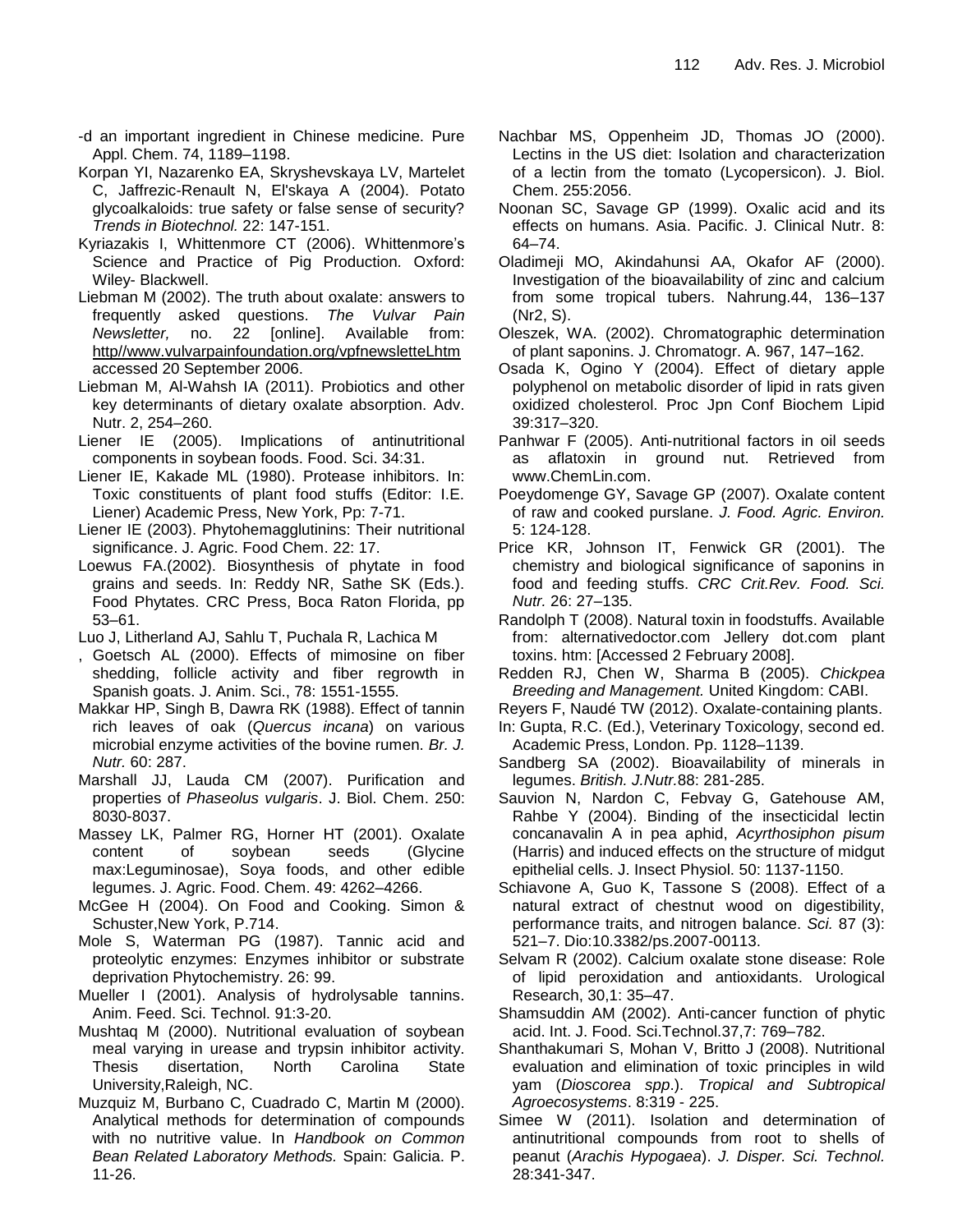-d an important ingredient in Chinese medicine. Pure Appl. Chem. 74, 1189–1198.

Korpan YI, Nazarenko EA, Skryshevskaya LV, Martelet C, Jaffrezic-Renault N, El'skaya A (2004). Potato glycoalkaloids: true safety or false sense of security? *Trends in Biotechnol.* 22: 147-151.

Kyriazakis I, Whittenmore CT (2006). Whittenmore's Science and Practice of Pig Production. Oxford: Wiley- Blackwell.

Liebman M (2002). The truth about oxalate: answers to frequently asked questions. *The Vulvar Pain Newsletter,* no. 22 [online]. Available from: http//www.vulvarpainfoundation.org/vpfnewsletteLhtm accessed 20 September 2006.

Liebman M, Al-Wahsh IA (2011). Probiotics and other key determinants of dietary oxalate absorption. Adv. Nutr. 2, 254–260.

Liener IE (2005). Implications of antinutritional components in soybean foods. Food. Sci. 34:31.

Liener IE, Kakade ML (1980). Protease inhibitors. In: Toxic constituents of plant food stuffs (Editor: I.E. Liener) Academic Press, New York, Pp: 7-71.

Liener IE (2003). Phytohemagglutinins: Their nutritional significance. J. Agric. Food Chem. 22: 17.

Loewus FA.(2002). Biosynthesis of phytate in food grains and seeds. In: Reddy NR, Sathe SK (Eds.). Food Phytates. CRC Press, Boca Raton Florida, pp 53–61.

Luo J, Litherland AJ, Sahlu T, Puchala R, Lachica M

, Goetsch AL (2000). Effects of mimosine on fiber shedding, follicle activity and fiber regrowth in Spanish goats. J. Anim. Sci., 78: 1551-1555.

Makkar HP, Singh B, Dawra RK (1988). Effect of tannin rich leaves of oak (*Quercus incana*) on various microbial enzyme activities of the bovine rumen. *Br. J. Nutr.* 60: 287.

Marshall JJ, Lauda CM (2007). Purification and properties of *Phaseolus vulgaris*. J. Biol. Chem. 250: 8030-8037.

Massey LK, Palmer RG, Horner HT (2001). Oxalate content of soybean seeds (Glycine max:Leguminosae), Soya foods, and other edible legumes. J. Agric. Food. Chem. 49: 4262–4266.

McGee H (2004). On Food and Cooking. Simon & Schuster,New York, P.714.

Mole S, Waterman PG (1987). Tannic acid and proteolytic enzymes: Enzymes inhibitor or substrate deprivation Phytochemistry. 26: 99.

Mueller I (2001). Analysis of hydrolysable tannins. Anim. Feed. Sci. Technol. 91:3-20.

Mushtaq M (2000). Nutritional evaluation of soybean meal varying in urease and trypsin inhibitor activity. Thesis disertation, North Carolina State University,Raleigh, NC.

Muzquiz M, Burbano C, Cuadrado C, Martin M (2000). Analytical methods for determination of compounds with no nutritive value. In *Handbook on Common Bean Related Laboratory Methods.* Spain: Galicia. P. 11-26.

Nachbar MS, Oppenheim JD, Thomas JO (2000). Lectins in the US diet: Isolation and characterization of a lectin from the tomato (Lycopersicon). J. Biol. Chem. 255:2056.

Noonan SC, Savage GP (1999). Oxalic acid and its effects on humans. Asia. Pacific. J. Clinical Nutr. 8: 64–74.

Oladimeji MO, Akindahunsi AA, Okafor AF (2000). Investigation of the bioavailability of zinc and calcium from some tropical tubers. Nahrung.44, 136–137 (Nr2, S).

Oleszek, WA. (2002). Chromatographic determination of plant saponins. J. Chromatogr. A. 967, 147–162.

Osada K, Ogino Y (2004). Effect of dietary apple polyphenol on metabolic disorder of lipid in rats given oxidized cholesterol. Proc Jpn Conf Biochem Lipid 39:317–320.

Panhwar F (2005). Anti-nutritional factors in oil seeds as aflatoxin in ground nut. Retrieved from www.ChemLin.com.

Poeydomenge GY, Savage GP (2007). Oxalate content of raw and cooked purslane. *J. Food. Agric. Environ.* 5: 124-128.

Price KR, Johnson IT, Fenwick GR (2001). The chemistry and biological significance of saponins in food and feeding stuffs. *CRC Crit.Rev. Food. Sci. Nutr.* 26: 27–135.

Randolph T (2008). Natural toxin in foodstuffs. Available from: alternativedoctor.com Jellery dot.com plant toxins. htm: [Accessed 2 February 2008].

Redden RJ, Chen W, Sharma B (2005). *Chickpea Breeding and Management.* United Kingdom: CABI.

Reyers F, Naudé TW (2012). Oxalate-containing plants.

In: Gupta, R.C. (Ed.), Veterinary Toxicology, second ed. Academic Press, London. Pp. 1128–1139.

Sandberg SA (2002). Bioavailability of minerals in legumes. *British. J.Nutr.*88: 281-285.

Sauvion N, Nardon C, Febvay G, Gatehouse AM, Rahbe Y (2004). Binding of the insecticidal lectin concanavalin A in pea aphid, *Acyrthosiphon pisum* (Harris) and induced effects on the structure of midgut epithelial cells. J. Insect Physiol. 50: 1137-1150.

Schiavone A, Guo K, Tassone S (2008). Effect of a natural extract of chestnut wood on digestibility, performance traits, and nitrogen balance. *Sci.* 87 (3): 521–7. Dio:10.3382/ps.2007-00113.

Selvam R (2002). Calcium oxalate stone disease: Role of lipid peroxidation and antioxidants. Urological Research, 30,1: 35–47.

Shamsuddin AM (2002). Anti-cancer function of phytic acid. Int. J. Food. Sci.Technol.37,7: 769–782.

Shanthakumari S, Mohan V, Britto J (2008). Nutritional evaluation and elimination of toxic principles in wild yam (*Dioscorea spp*.). *Tropical and Subtropical Agroecosystems*. 8:319 - 225.

Simee W (2011). Isolation and determination of antinutritional compounds from root to shells of peanut (*Arachis Hypogaea*). *J. Disper. Sci. Technol.* 28:341-347.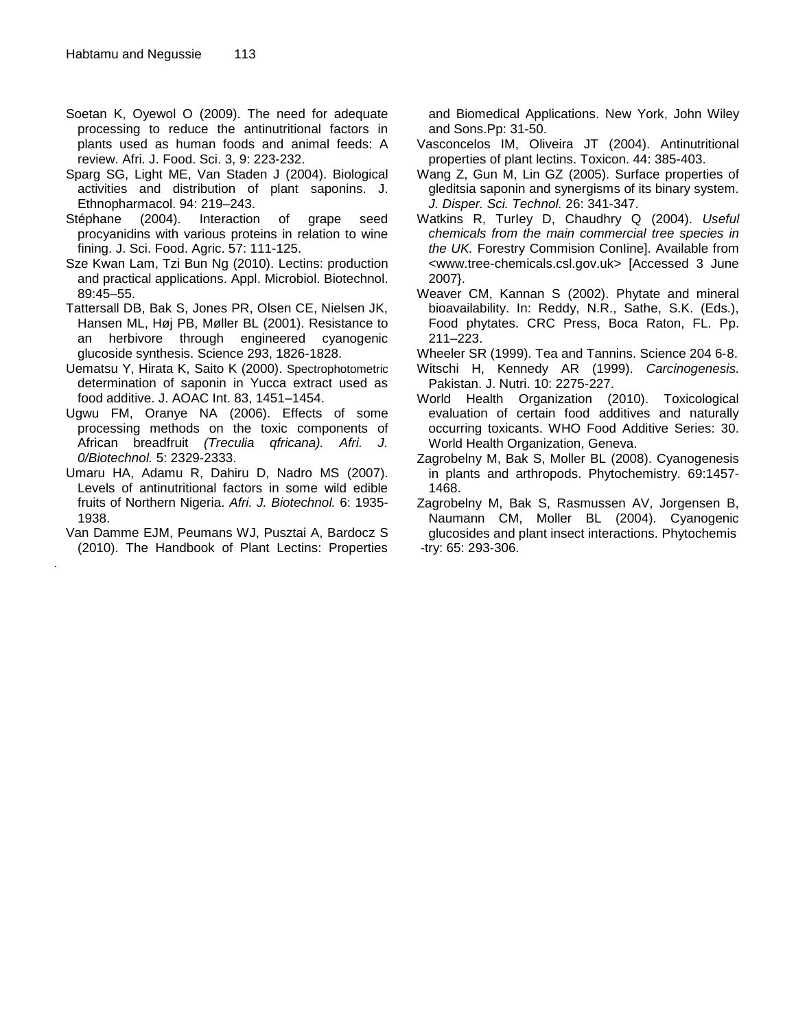Soetan K, Oyewol O (2009). The need for adequate processing to reduce the antinutritional factors in plants used as human foods and animal feeds: A review. Afri. J. Food. Sci. 3, 9: 223-232.

Sparg SG, Light ME, Van Staden J (2004). Biological activities and distribution of plant saponins. J. Ethnopharmacol. 94: 219–243.

Stéphane (2004). Interaction of grape seed procyanidins with various proteins in relation to wine fining. J. Sci. Food. Agric. 57: 111-125.

Sze Kwan Lam, Tzi Bun Ng (2010). Lectins: production and practical applications. Appl. Microbiol. Biotechnol. 89:45–55.

Tattersall DB, Bak S, Jones PR, Olsen CE, Nielsen JK, Hansen ML, Høj PB, Møller BL (2001). Resistance to an herbivore through engineered cyanogenic glucoside synthesis. Science 293, 1826-1828.

Uematsu Y, Hirata K, Saito K (2000). Spectrophotometric determination of saponin in Yucca extract used as food additive. J. AOAC Int. 83, 1451–1454.

Ugwu FM, Oranye NA (2006). Effects of some processing methods on the toxic components of African breadfruit *(Treculia qfricana). Afri. J. 0/Biotechnol.* 5: 2329-2333.

Umaru HA, Adamu R, Dahiru D, Nadro MS (2007). Levels of antinutritional factors in some wild edible fruits of Northern Nigeria. *Afri. J. Biotechnol.* 6: 1935-1938.

Van Damme EJM, Peumans WJ, Pusztai A, Bardocz S (2010). The Handbook of Plant Lectins: Properties and Biomedical Applications. New York, John Wiley and Sons.Pp: 31-50.

Vasconcelos IM, Oliveira JT (2004). Antinutritional properties of plant lectins. Toxicon. 44: 385-403.

Wang Z, Gun M, Lin GZ (2005). Surface properties of gleditsia saponin and synergisms of its binary system. *J. Disper. Sci. Technol.* 26: 341-347.

Watkins R, Turley D, Chaudhry Q (2004). *Useful chemicals from the main commercial tree species in the UK.* Forestry Commision Conline]. Available from <www.tree-chemicals.csl.gov.uk> [Accessed 3 June 2007}.

Weaver CM, Kannan S (2002). Phytate and mineral bioavailability. In: Reddy, N.R., Sathe, S.K. (Eds.), Food phytates. CRC Press, Boca Raton, FL. Pp. 211–223.

Wheeler SR (1999). Tea and Tannins. Science 204 6-8.

Witschi H, Kennedy AR (1999). *Carcinogenesis.* Pakistan. J. Nutri. 10: 2275-227.

World Health Organization (2010). Toxicological evaluation of certain food additives and naturally occurring toxicants. WHO Food Additive Series: 30. World Health Organization, Geneva.

Zagrobelny M, Bak S, Moller BL (2008). Cyanogenesis in plants and arthropods. Phytochemistry. 69:1457-1468.

Zagrobelny M, Bak S, Rasmussen AV, Jorgensen B, Naumann CM, Moller BL (2004). Cyanogenic glucosides and plant insect interactions. Phytochemis -try: 65: 293-306.